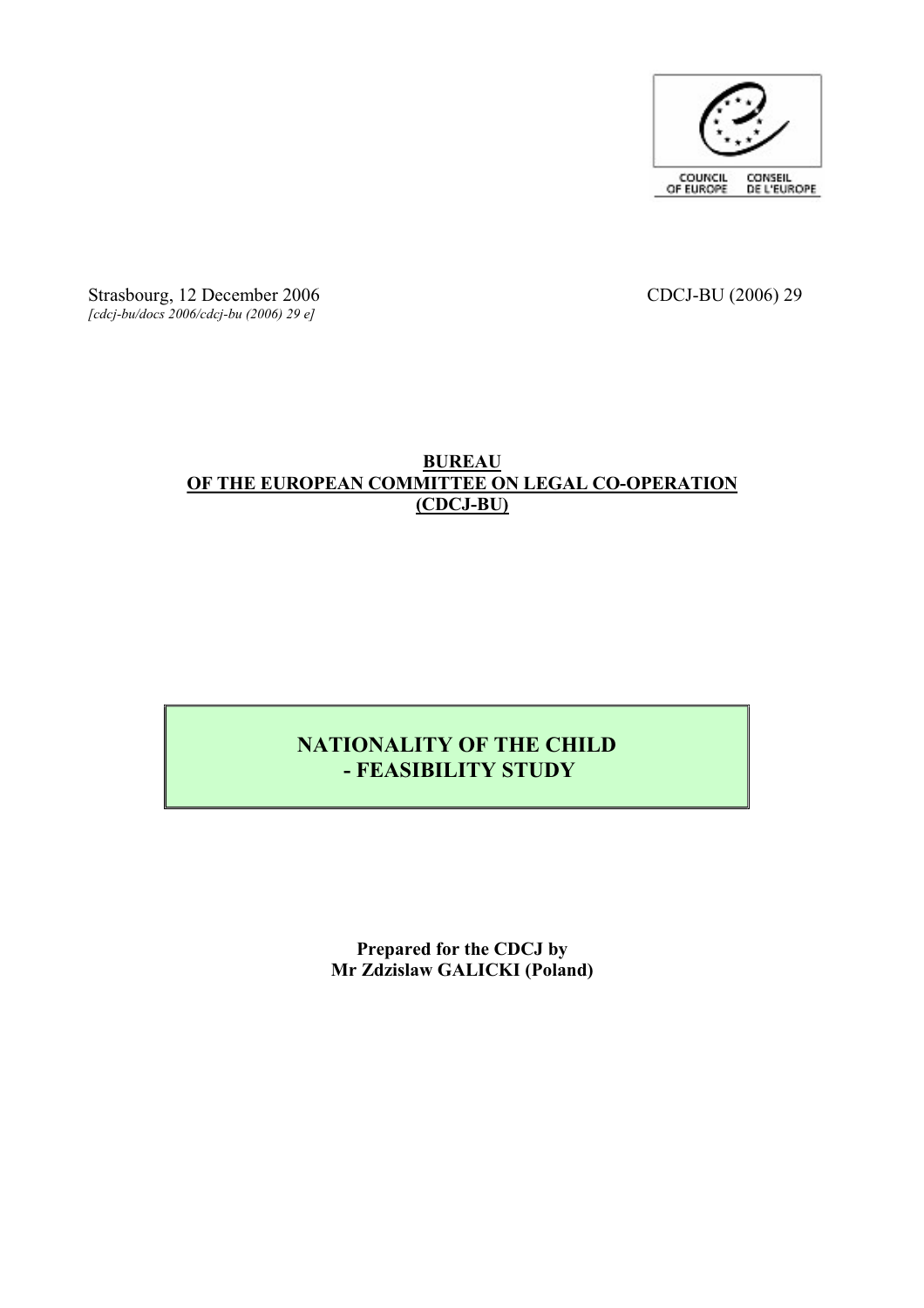COUNCIL OF EUROPE CONSEIL DE L'EUROPE

Strasbourg, 12 December 2006

*[cdcj-bu/docs 2006/cdcj-bu (2006) 29 e]*

CDCJ-BU (2006) 29

**BUREAU**
**OF THE EUROPEAN COMMITTEE ON LEGAL CO-OPERATION**
**(CDCJ-BU)**

# NATIONALITY OF THE CHILD - FEASIBILITY STUDY

**Prepared for the CDCJ by**
**Mr Zdzislaw GALICKI (Poland)**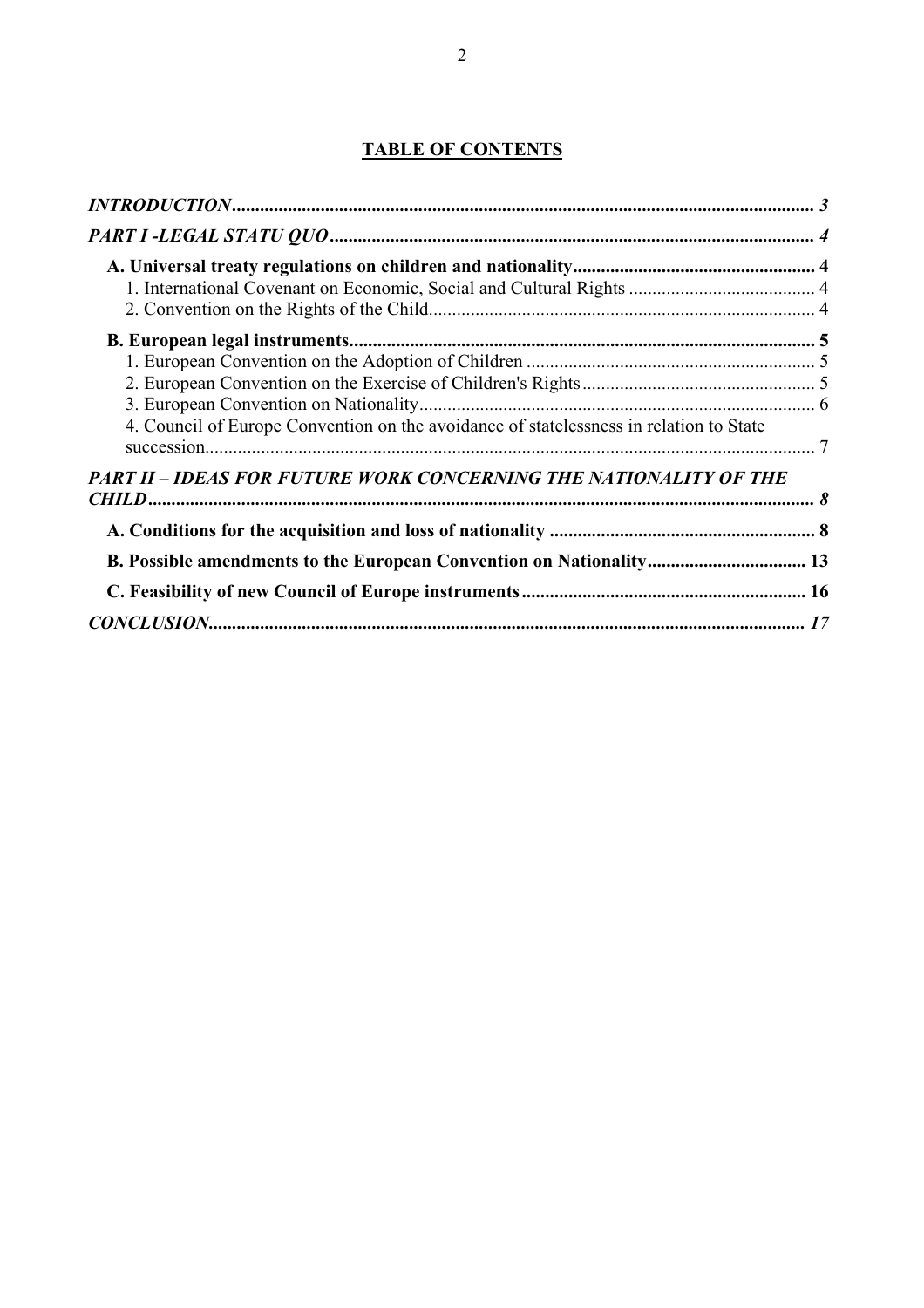## TABLE OF CONTENTS

*INTRODUCTION* ............ *3*

*PART I -LEGAL STATU QUO* ............ *4*

**A. Universal treaty regulations on children and nationality** ............ **4**

1. International Covenant on Economic, Social and Cultural Rights ............ 4
2. Convention on the Rights of the Child ............ 4

**B. European legal instruments** ............ **5**

1. European Convention on the Adoption of Children ............ 5
2. European Convention on the Exercise of Children's Rights ............ 5
3. European Convention on Nationality ............ 6
4. Council of Europe Convention on the avoidance of statelessness in relation to State succession ............ 7

*PART II – IDEAS FOR FUTURE WORK CONCERNING THE NATIONALITY OF THE CHILD* ............ *8*

**A. Conditions for the acquisition and loss of nationality** ............ **8**

**B. Possible amendments to the European Convention on Nationality** ............ **13**

**C. Feasibility of new Council of Europe instruments** ............ **16**

*CONCLUSION* ............ *17*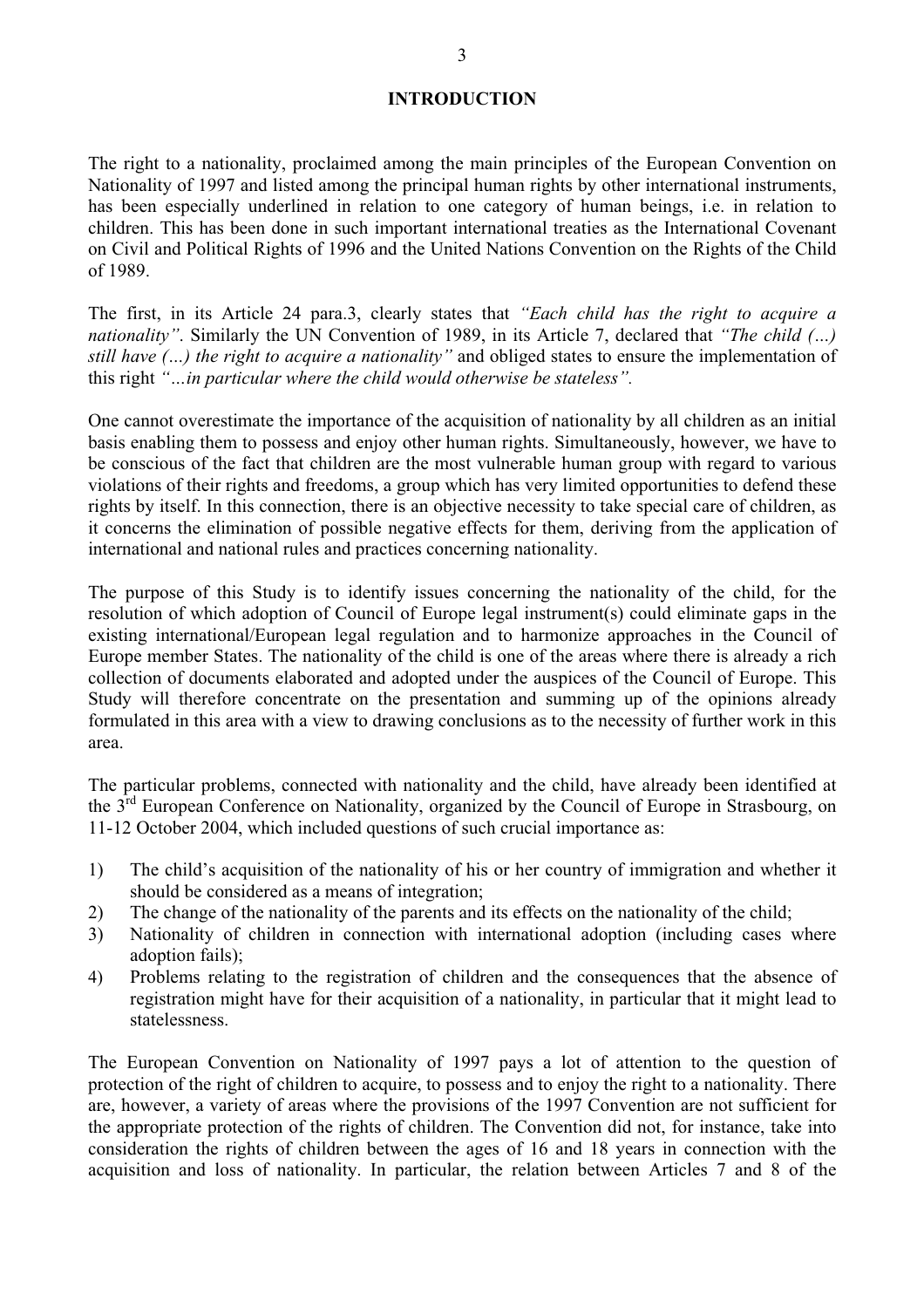## INTRODUCTION

The right to a nationality, proclaimed among the main principles of the European Convention on Nationality of 1997 and listed among the principal human rights by other international instruments, has been especially underlined in relation to one category of human beings, i.e. in relation to children. This has been done in such important international treaties as the International Covenant on Civil and Political Rights of 1996 and the United Nations Convention on the Rights of the Child of 1989.

The first, in its Article 24 para.3, clearly states that *"Each child has the right to acquire a nationality"*. Similarly the UN Convention of 1989, in its Article 7, declared that *"The child (…) still have (…) the right to acquire a nationality"* and obliged states to ensure the implementation of this right *"…in particular where the child would otherwise be stateless".*

One cannot overestimate the importance of the acquisition of nationality by all children as an initial basis enabling them to possess and enjoy other human rights. Simultaneously, however, we have to be conscious of the fact that children are the most vulnerable human group with regard to various violations of their rights and freedoms, a group which has very limited opportunities to defend these rights by itself. In this connection, there is an objective necessity to take special care of children, as it concerns the elimination of possible negative effects for them, deriving from the application of international and national rules and practices concerning nationality.

The purpose of this Study is to identify issues concerning the nationality of the child, for the resolution of which adoption of Council of Europe legal instrument(s) could eliminate gaps in the existing international/European legal regulation and to harmonize approaches in the Council of Europe member States. The nationality of the child is one of the areas where there is already a rich collection of documents elaborated and adopted under the auspices of the Council of Europe. This Study will therefore concentrate on the presentation and summing up of the opinions already formulated in this area with a view to drawing conclusions as to the necessity of further work in this area.

The particular problems, connected with nationality and the child, have already been identified at the 3rd European Conference on Nationality, organized by the Council of Europe in Strasbourg, on 11-12 October 2004, which included questions of such crucial importance as:

1) The child's acquisition of the nationality of his or her country of immigration and whether it should be considered as a means of integration;
2) The change of the nationality of the parents and its effects on the nationality of the child;
3) Nationality of children in connection with international adoption (including cases where adoption fails);
4) Problems relating to the registration of children and the consequences that the absence of registration might have for their acquisition of a nationality, in particular that it might lead to statelessness.

The European Convention on Nationality of 1997 pays a lot of attention to the question of protection of the right of children to acquire, to possess and to enjoy the right to a nationality. There are, however, a variety of areas where the provisions of the 1997 Convention are not sufficient for the appropriate protection of the rights of children. The Convention did not, for instance, take into consideration the rights of children between the ages of 16 and 18 years in connection with the acquisition and loss of nationality. In particular, the relation between Articles 7 and 8 of the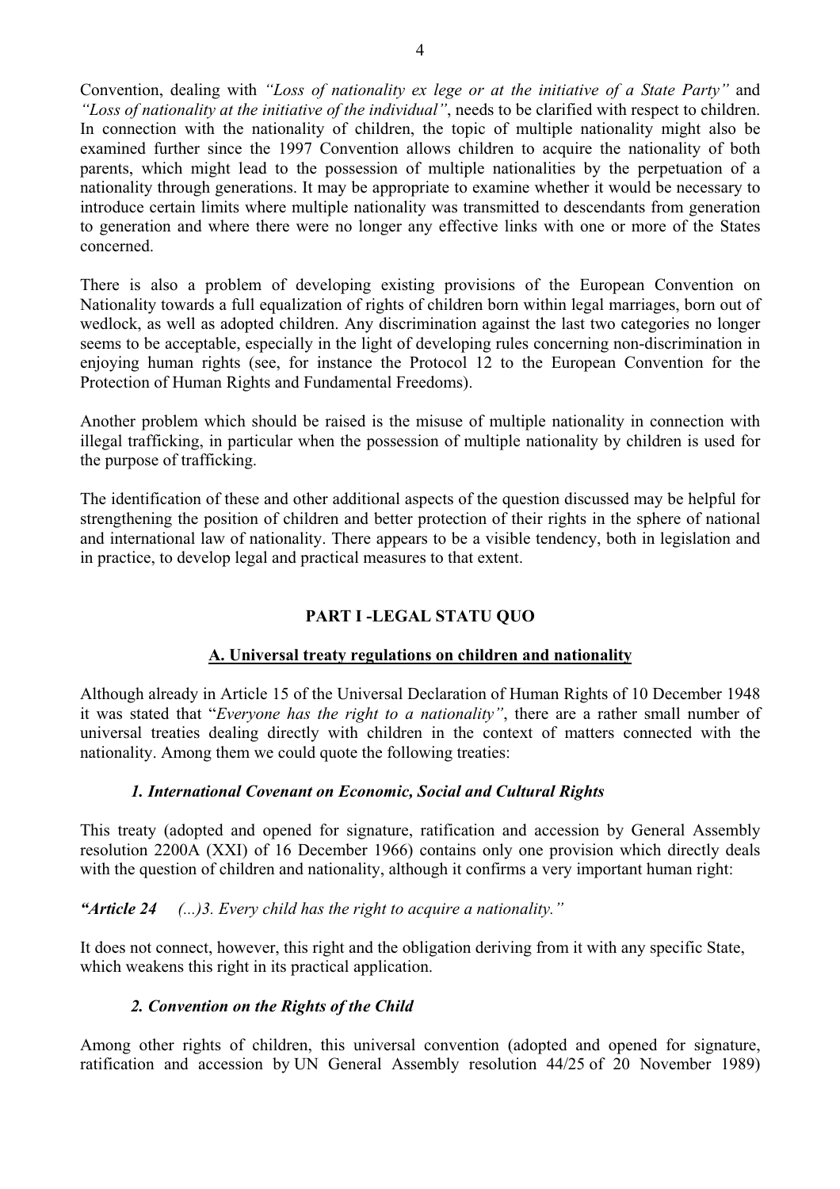Convention, dealing with *"Loss of nationality ex lege or at the initiative of a State Party"* and *"Loss of nationality at the initiative of the individual"*, needs to be clarified with respect to children. In connection with the nationality of children, the topic of multiple nationality might also be examined further since the 1997 Convention allows children to acquire the nationality of both parents, which might lead to the possession of multiple nationalities by the perpetuation of a nationality through generations. It may be appropriate to examine whether it would be necessary to introduce certain limits where multiple nationality was transmitted to descendants from generation to generation and where there were no longer any effective links with one or more of the States concerned.

There is also a problem of developing existing provisions of the European Convention on Nationality towards a full equalization of rights of children born within legal marriages, born out of wedlock, as well as adopted children. Any discrimination against the last two categories no longer seems to be acceptable, especially in the light of developing rules concerning non-discrimination in enjoying human rights (see, for instance the Protocol 12 to the European Convention for the Protection of Human Rights and Fundamental Freedoms).

Another problem which should be raised is the misuse of multiple nationality in connection with illegal trafficking, in particular when the possession of multiple nationality by children is used for the purpose of trafficking.

The identification of these and other additional aspects of the question discussed may be helpful for strengthening the position of children and better protection of their rights in the sphere of national and international law of nationality. There appears to be a visible tendency, both in legislation and in practice, to develop legal and practical measures to that extent.

## PART I -LEGAL STATU QUO

### A. Universal treaty regulations on children and nationality

Although already in Article 15 of the Universal Declaration of Human Rights of 10 December 1948 it was stated that "*Everyone has the right to a nationality"*, there are a rather small number of universal treaties dealing directly with children in the context of matters connected with the nationality. Among them we could quote the following treaties:

#### *1. International Covenant on Economic, Social and Cultural Rights*

This treaty (adopted and opened for signature, ratification and accession by General Assembly resolution 2200A (XXI) of 16 December 1966) contains only one provision which directly deals with the question of children and nationality, although it confirms a very important human right:

***"Article 24*** *(...)3. Every child has the right to acquire a nationality."*

It does not connect, however, this right and the obligation deriving from it with any specific State, which weakens this right in its practical application.

#### *2. Convention on the Rights of the Child*

Among other rights of children, this universal convention (adopted and opened for signature, ratification and accession by UN General Assembly resolution 44/25 of 20 November 1989)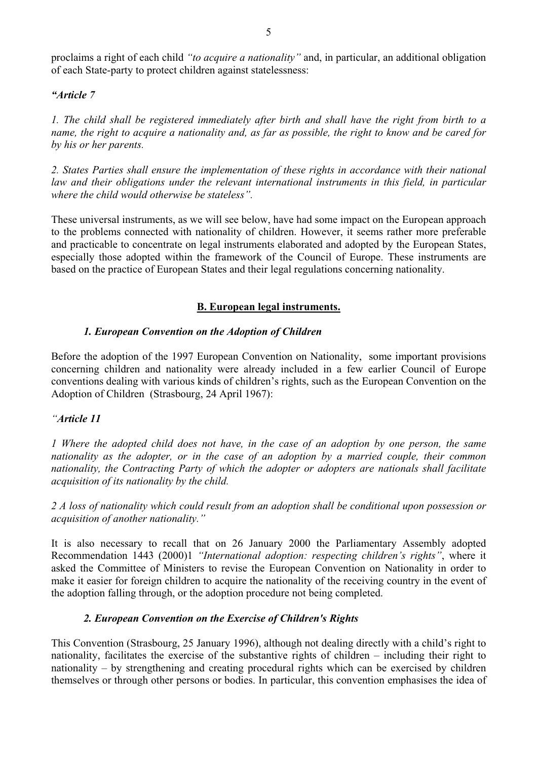proclaims a right of each child *"to acquire a nationality"* and, in particular, an additional obligation of each State-party to protect children against statelessness:

***"Article 7***

*1. The child shall be registered immediately after birth and shall have the right from birth to a name, the right to acquire a nationality and, as far as possible, the right to know and be cared for by his or her parents.*

*2. States Parties shall ensure the implementation of these rights in accordance with their national law and their obligations under the relevant international instruments in this field, in particular where the child would otherwise be stateless".*

These universal instruments, as we will see below, have had some impact on the European approach to the problems connected with nationality of children. However, it seems rather more preferable and practicable to concentrate on legal instruments elaborated and adopted by the European States, especially those adopted within the framework of the Council of Europe. These instruments are based on the practice of European States and their legal regulations concerning nationality.

## B. European legal instruments.

### *1. European Convention on the Adoption of Children*

Before the adoption of the 1997 European Convention on Nationality, some important provisions concerning children and nationality were already included in a few earlier Council of Europe conventions dealing with various kinds of children's rights, such as the European Convention on the Adoption of Children (Strasbourg, 24 April 1967):

***"Article 11***

*1 Where the adopted child does not have, in the case of an adoption by one person, the same nationality as the adopter, or in the case of an adoption by a married couple, their common nationality, the Contracting Party of which the adopter or adopters are nationals shall facilitate acquisition of its nationality by the child.*

*2 A loss of nationality which could result from an adoption shall be conditional upon possession or acquisition of another nationality."*

It is also necessary to recall that on 26 January 2000 the Parliamentary Assembly adopted Recommendation 1443 (2000)1 *"International adoption: respecting children's rights"*, where it asked the Committee of Ministers to revise the European Convention on Nationality in order to make it easier for foreign children to acquire the nationality of the receiving country in the event of the adoption falling through, or the adoption procedure not being completed.

### *2. European Convention on the Exercise of Children's Rights*

This Convention (Strasbourg, 25 January 1996), although not dealing directly with a child's right to nationality, facilitates the exercise of the substantive rights of children – including their right to nationality – by strengthening and creating procedural rights which can be exercised by children themselves or through other persons or bodies. In particular, this convention emphasises the idea of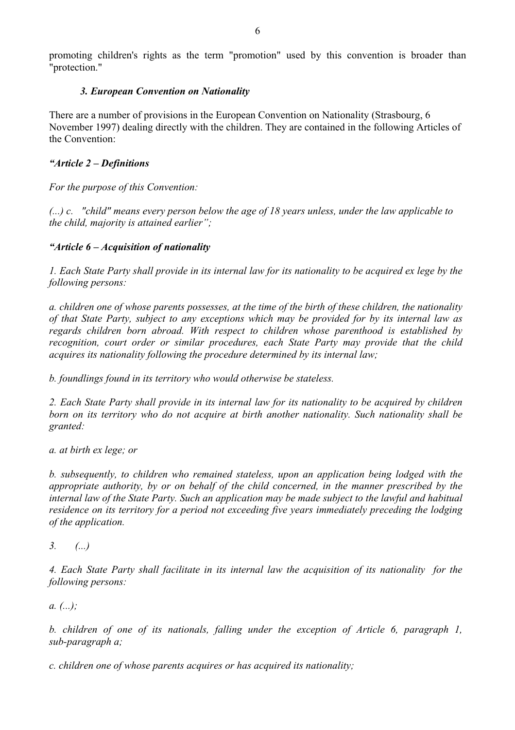promoting children's rights as the term "promotion" used by this convention is broader than "protection."

### *3. European Convention on Nationality*

There are a number of provisions in the European Convention on Nationality (Strasbourg, 6 November 1997) dealing directly with the children. They are contained in the following Articles of the Convention:

***"Article 2 – Definitions***

*For the purpose of this Convention:*

*(...) c. "child" means every person below the age of 18 years unless, under the law applicable to the child, majority is attained earlier";*

***"Article 6 – Acquisition of nationality***

*1. Each State Party shall provide in its internal law for its nationality to be acquired ex lege by the following persons:*

*a. children one of whose parents possesses, at the time of the birth of these children, the nationality of that State Party, subject to any exceptions which may be provided for by its internal law as regards children born abroad. With respect to children whose parenthood is established by recognition, court order or similar procedures, each State Party may provide that the child acquires its nationality following the procedure determined by its internal law;*

*b. foundlings found in its territory who would otherwise be stateless.*

*2. Each State Party shall provide in its internal law for its nationality to be acquired by children born on its territory who do not acquire at birth another nationality. Such nationality shall be granted:*

*a. at birth ex lege; or*

*b. subsequently, to children who remained stateless, upon an application being lodged with the appropriate authority, by or on behalf of the child concerned, in the manner prescribed by the internal law of the State Party. Such an application may be made subject to the lawful and habitual residence on its territory for a period not exceeding five years immediately preceding the lodging of the application.*

*3. (...)*

*4. Each State Party shall facilitate in its internal law the acquisition of its nationality for the following persons:*

*a. (...);*

*b. children of one of its nationals, falling under the exception of Article 6, paragraph 1, sub-paragraph a;*

*c. children one of whose parents acquires or has acquired its nationality;*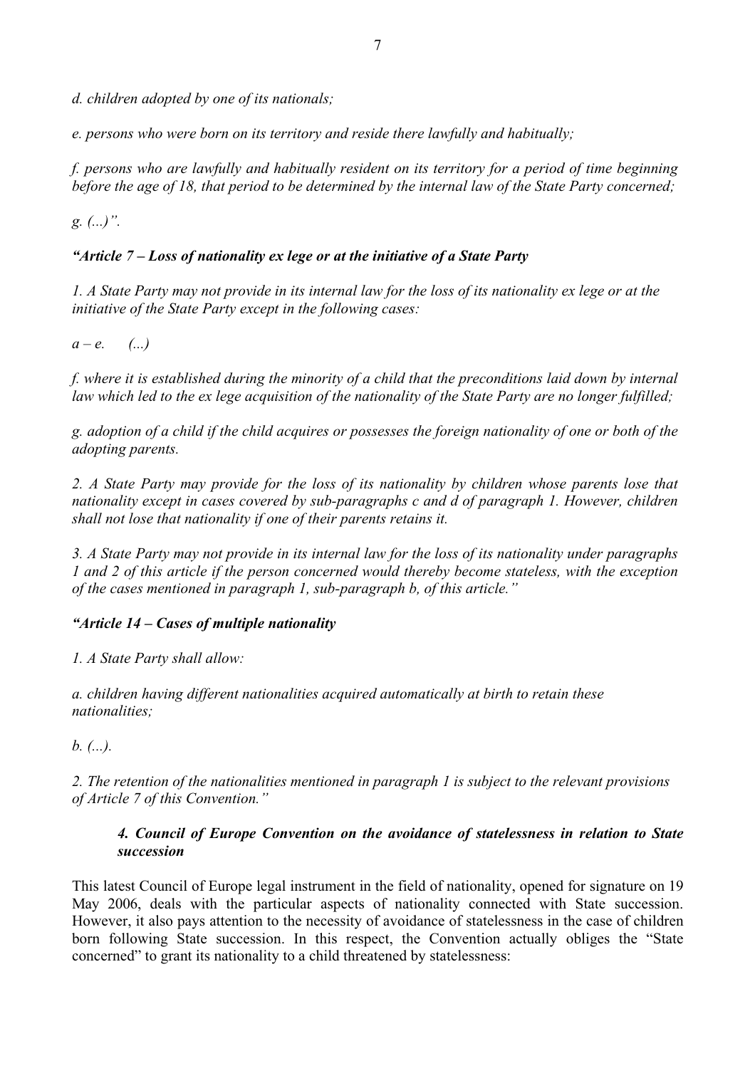*d. children adopted by one of its nationals;*

*e. persons who were born on its territory and reside there lawfully and habitually;*

*f. persons who are lawfully and habitually resident on its territory for a period of time beginning before the age of 18, that period to be determined by the internal law of the State Party concerned;*

*g. (...)".*

***"Article 7 – Loss of nationality ex lege or at the initiative of a State Party***

*1. A State Party may not provide in its internal law for the loss of its nationality ex lege or at the initiative of the State Party except in the following cases:*

*a – e. (...)*

*f. where it is established during the minority of a child that the preconditions laid down by internal law which led to the ex lege acquisition of the nationality of the State Party are no longer fulfilled;*

*g. adoption of a child if the child acquires or possesses the foreign nationality of one or both of the adopting parents.*

*2. A State Party may provide for the loss of its nationality by children whose parents lose that nationality except in cases covered by sub-paragraphs c and d of paragraph 1. However, children shall not lose that nationality if one of their parents retains it.*

*3. A State Party may not provide in its internal law for the loss of its nationality under paragraphs 1 and 2 of this article if the person concerned would thereby become stateless, with the exception of the cases mentioned in paragraph 1, sub-paragraph b, of this article."*

***"Article 14 – Cases of multiple nationality***

*1. A State Party shall allow:*

*a. children having different nationalities acquired automatically at birth to retain these nationalities;*

*b. (...).*

*2. The retention of the nationalities mentioned in paragraph 1 is subject to the relevant provisions of Article 7 of this Convention."*

### *4. Council of Europe Convention on the avoidance of statelessness in relation to State succession*

This latest Council of Europe legal instrument in the field of nationality, opened for signature on 19 May 2006, deals with the particular aspects of nationality connected with State succession. However, it also pays attention to the necessity of avoidance of statelessness in the case of children born following State succession. In this respect, the Convention actually obliges the "State concerned" to grant its nationality to a child threatened by statelessness: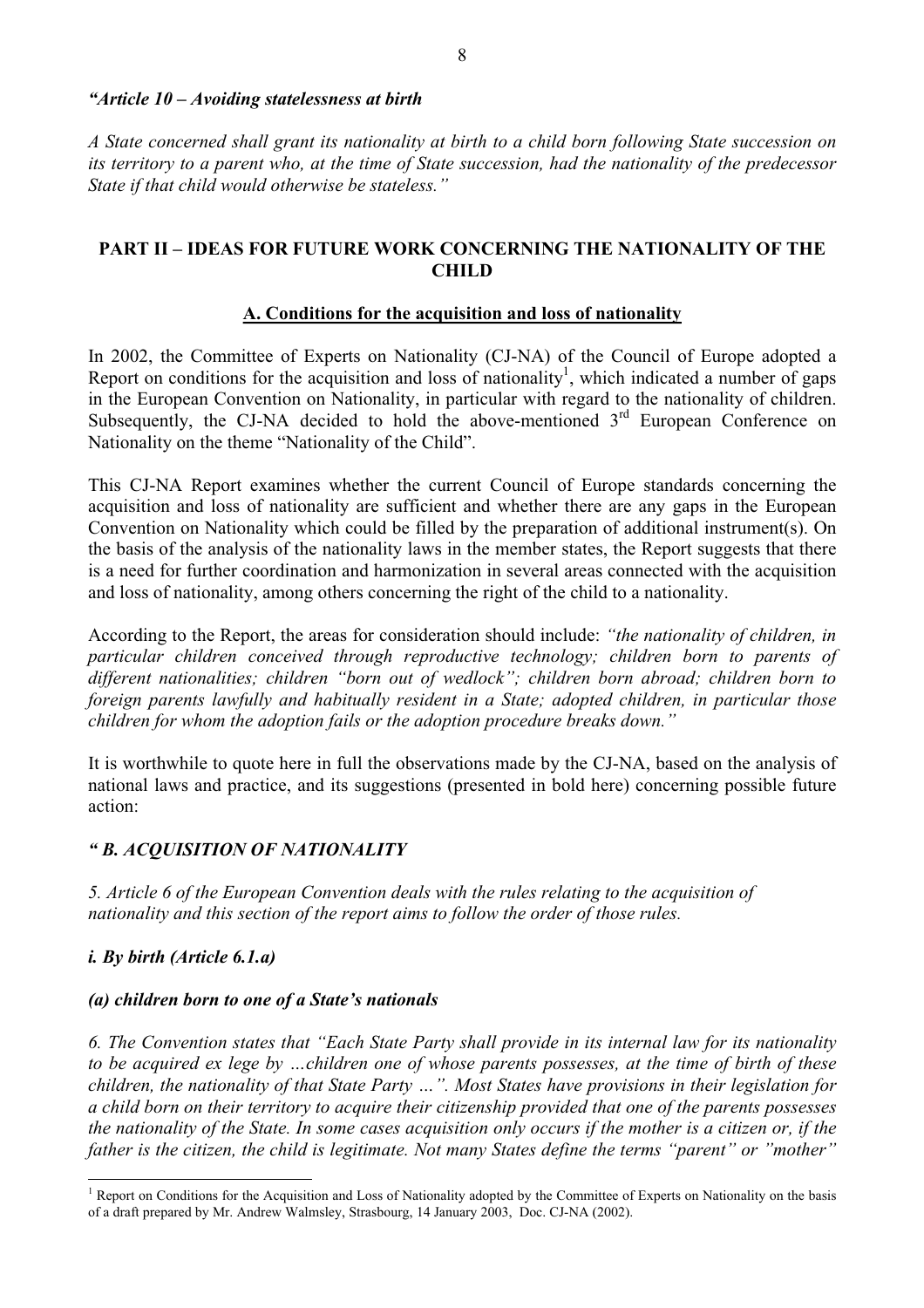*"Article 10 – Avoiding statelessness at birth*

*A State concerned shall grant its nationality at birth to a child born following State succession on its territory to a parent who, at the time of State succession, had the nationality of the predecessor State if that child would otherwise be stateless."*

## PART II – IDEAS FOR FUTURE WORK CONCERNING THE NATIONALITY OF THE CHILD

### A. Conditions for the acquisition and loss of nationality

In 2002, the Committee of Experts on Nationality (CJ-NA) of the Council of Europe adopted a Report on conditions for the acquisition and loss of nationality[1], which indicated a number of gaps in the European Convention on Nationality, in particular with regard to the nationality of children. Subsequently, the CJ-NA decided to hold the above-mentioned 3rd European Conference on Nationality on the theme "Nationality of the Child".

This CJ-NA Report examines whether the current Council of Europe standards concerning the acquisition and loss of nationality are sufficient and whether there are any gaps in the European Convention on Nationality which could be filled by the preparation of additional instrument(s). On the basis of the analysis of the nationality laws in the member states, the Report suggests that there is a need for further coordination and harmonization in several areas connected with the acquisition and loss of nationality, among others concerning the right of the child to a nationality.

According to the Report, the areas for consideration should include: *"the nationality of children, in particular children conceived through reproductive technology; children born to parents of different nationalities; children "born out of wedlock"; children born abroad; children born to foreign parents lawfully and habitually resident in a State; adopted children, in particular those children for whom the adoption fails or the adoption procedure breaks down."*

It is worthwhile to quote here in full the observations made by the CJ-NA, based on the analysis of national laws and practice, and its suggestions (presented in bold here) concerning possible future action:

*" B. ACQUISITION OF NATIONALITY*

*5. Article 6 of the European Convention deals with the rules relating to the acquisition of nationality and this section of the report aims to follow the order of those rules.*

***i. By birth (Article 6.1.a)***

***(a) children born to one of a State's nationals***

*6. The Convention states that "Each State Party shall provide in its internal law for its nationality to be acquired ex lege by …children one of whose parents possesses, at the time of birth of these children, the nationality of that State Party …". Most States have provisions in their legislation for a child born on their territory to acquire their citizenship provided that one of the parents possesses the nationality of the State. In some cases acquisition only occurs if the mother is a citizen or, if the father is the citizen, the child is legitimate. Not many States define the terms "parent" or "mother"*

[1] Report on Conditions for the Acquisition and Loss of Nationality adopted by the Committee of Experts on Nationality on the basis of a draft prepared by Mr. Andrew Walmsley, Strasbourg, 14 January 2003, Doc. CJ-NA (2002).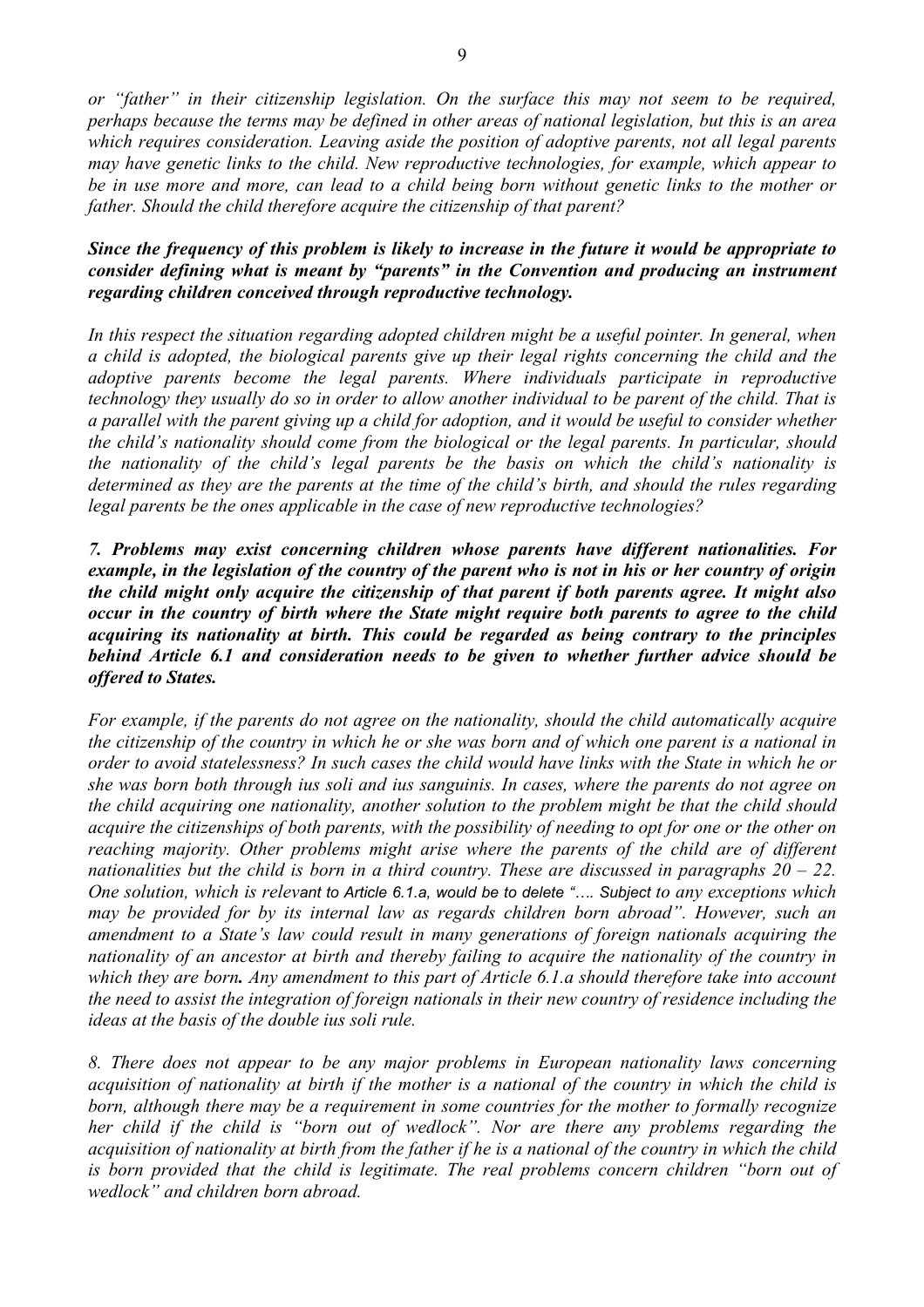*or "father" in their citizenship legislation. On the surface this may not seem to be required, perhaps because the terms may be defined in other areas of national legislation, but this is an area which requires consideration. Leaving aside the position of adoptive parents, not all legal parents may have genetic links to the child. New reproductive technologies, for example, which appear to be in use more and more, can lead to a child being born without genetic links to the mother or father. Should the child therefore acquire the citizenship of that parent?*

***Since the frequency of this problem is likely to increase in the future it would be appropriate to consider defining what is meant by "parents" in the Convention and producing an instrument regarding children conceived through reproductive technology.***

*In this respect the situation regarding adopted children might be a useful pointer. In general, when a child is adopted, the biological parents give up their legal rights concerning the child and the adoptive parents become the legal parents. Where individuals participate in reproductive technology they usually do so in order to allow another individual to be parent of the child. That is a parallel with the parent giving up a child for adoption, and it would be useful to consider whether the child's nationality should come from the biological or the legal parents. In particular, should the nationality of the child's legal parents be the basis on which the child's nationality is determined as they are the parents at the time of the child's birth, and should the rules regarding legal parents be the ones applicable in the case of new reproductive technologies?*

***7. Problems may exist concerning children whose parents have different nationalities. For example, in the legislation of the country of the parent who is not in his or her country of origin the child might only acquire the citizenship of that parent if both parents agree. It might also occur in the country of birth where the State might require both parents to agree to the child acquiring its nationality at birth. This could be regarded as being contrary to the principles behind Article 6.1 and consideration needs to be given to whether further advice should be offered to States.***

*For example, if the parents do not agree on the nationality, should the child automatically acquire the citizenship of the country in which he or she was born and of which one parent is a national in order to avoid statelessness? In such cases the child would have links with the State in which he or she was born both through ius soli and ius sanguinis. In cases, where the parents do not agree on the child acquiring one nationality, another solution to the problem might be that the child should acquire the citizenships of both parents, with the possibility of needing to opt for one or the other on reaching majority. Other problems might arise where the parents of the child are of different nationalities but the child is born in a third country. These are discussed in paragraphs 20 – 22. One solution, which is relevant to Article 6.1.a, would be to delete "…. Subject to any exceptions which may be provided for by its internal law as regards children born abroad". However, such an amendment to a State's law could result in many generations of foreign nationals acquiring the nationality of an ancestor at birth and thereby failing to acquire the nationality of the country in which they are born.* ***Any amendment to this part of Article 6.1.a should therefore take into account the need to assist the integration of foreign nationals in their new country of residence including the ideas at the basis of the double ius soli rule.***

*8. There does not appear to be any major problems in European nationality laws concerning acquisition of nationality at birth if the mother is a national of the country in which the child is born, although there may be a requirement in some countries for the mother to formally recognize her child if the child is "born out of wedlock". Nor are there any problems regarding the acquisition of nationality at birth from the father if he is a national of the country in which the child is born provided that the child is legitimate. The real problems concern children "born out of wedlock" and children born abroad.*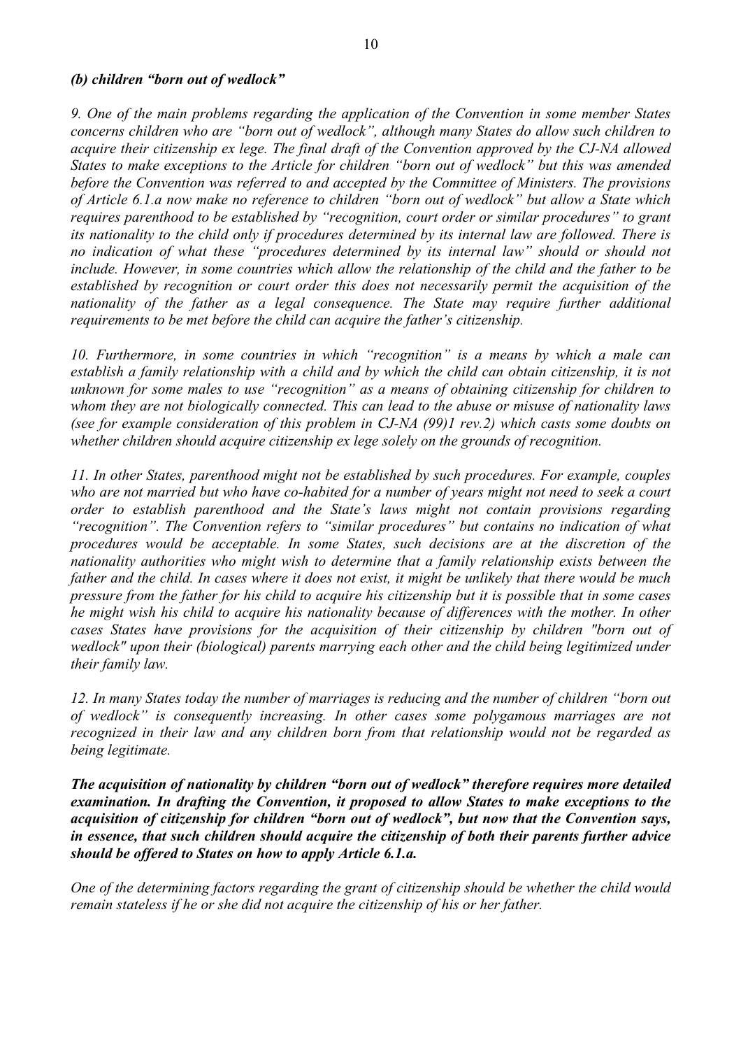### *(b) children "born out of wedlock"*

*9. One of the main problems regarding the application of the Convention in some member States concerns children who are "born out of wedlock", although many States do allow such children to acquire their citizenship ex lege. The final draft of the Convention approved by the CJ-NA allowed States to make exceptions to the Article for children "born out of wedlock" but this was amended before the Convention was referred to and accepted by the Committee of Ministers. The provisions of Article 6.1.a now make no reference to children "born out of wedlock" but allow a State which requires parenthood to be established by "recognition, court order or similar procedures" to grant its nationality to the child only if procedures determined by its internal law are followed. There is no indication of what these "procedures determined by its internal law" should or should not include. However, in some countries which allow the relationship of the child and the father to be established by recognition or court order this does not necessarily permit the acquisition of the nationality of the father as a legal consequence. The State may require further additional requirements to be met before the child can acquire the father's citizenship.*

*10. Furthermore, in some countries in which "recognition" is a means by which a male can establish a family relationship with a child and by which the child can obtain citizenship, it is not unknown for some males to use "recognition" as a means of obtaining citizenship for children to whom they are not biologically connected. This can lead to the abuse or misuse of nationality laws (see for example consideration of this problem in CJ-NA (99)1 rev.2) which casts some doubts on whether children should acquire citizenship ex lege solely on the grounds of recognition.*

*11. In other States, parenthood might not be established by such procedures. For example, couples who are not married but who have co-habited for a number of years might not need to seek a court order to establish parenthood and the State's laws might not contain provisions regarding "recognition". The Convention refers to "similar procedures" but contains no indication of what procedures would be acceptable. In some States, such decisions are at the discretion of the nationality authorities who might wish to determine that a family relationship exists between the father and the child. In cases where it does not exist, it might be unlikely that there would be much pressure from the father for his child to acquire his citizenship but it is possible that in some cases he might wish his child to acquire his nationality because of differences with the mother. In other cases States have provisions for the acquisition of their citizenship by children "born out of wedlock" upon their (biological) parents marrying each other and the child being legitimized under their family law.*

*12. In many States today the number of marriages is reducing and the number of children "born out of wedlock" is consequently increasing. In other cases some polygamous marriages are not recognized in their law and any children born from that relationship would not be regarded as being legitimate.*

***The acquisition of nationality by children "born out of wedlock" therefore requires more detailed examination. In drafting the Convention, it proposed to allow States to make exceptions to the acquisition of citizenship for children "born out of wedlock", but now that the Convention says, in essence, that such children should acquire the citizenship of both their parents further advice should be offered to States on how to apply Article 6.1.a.***

*One of the determining factors regarding the grant of citizenship should be whether the child would remain stateless if he or she did not acquire the citizenship of his or her father.*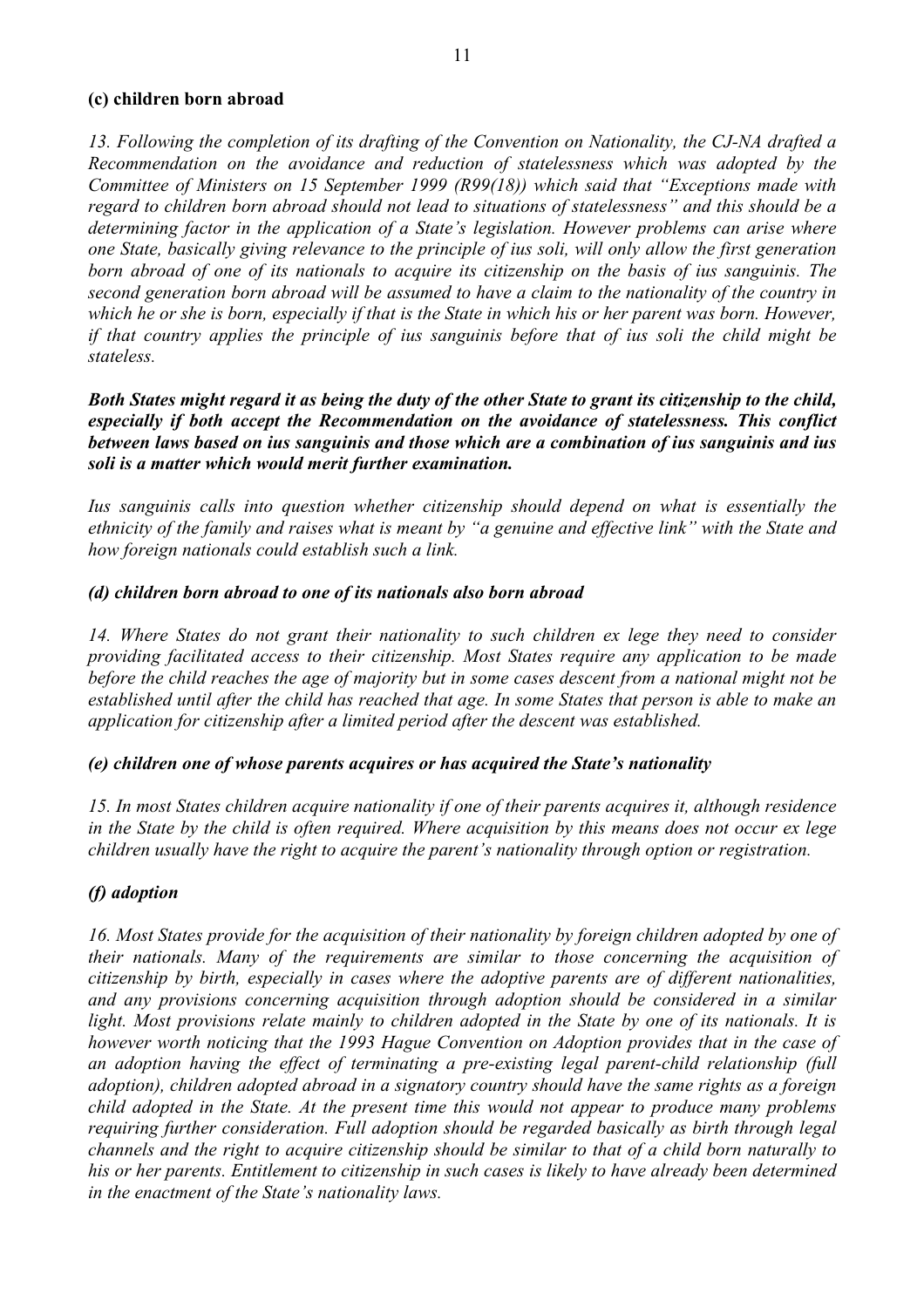**(c) children born abroad**

*13. Following the completion of its drafting of the Convention on Nationality, the CJ-NA drafted a Recommendation on the avoidance and reduction of statelessness which was adopted by the Committee of Ministers on 15 September 1999 (R99(18)) which said that "Exceptions made with regard to children born abroad should not lead to situations of statelessness" and this should be a determining factor in the application of a State's legislation. However problems can arise where one State, basically giving relevance to the principle of ius soli, will only allow the first generation born abroad of one of its nationals to acquire its citizenship on the basis of ius sanguinis. The second generation born abroad will be assumed to have a claim to the nationality of the country in which he or she is born, especially if that is the State in which his or her parent was born. However, if that country applies the principle of ius sanguinis before that of ius soli the child might be stateless.*

***Both States might regard it as being the duty of the other State to grant its citizenship to the child, especially if both accept the Recommendation on the avoidance of statelessness. This conflict between laws based on ius sanguinis and those which are a combination of ius sanguinis and ius soli is a matter which would merit further examination.***

*Ius sanguinis calls into question whether citizenship should depend on what is essentially the ethnicity of the family and raises what is meant by "a genuine and effective link" with the State and how foreign nationals could establish such a link.*

***(d) children born abroad to one of its nationals also born abroad***

*14. Where States do not grant their nationality to such children ex lege they need to consider providing facilitated access to their citizenship. Most States require any application to be made before the child reaches the age of majority but in some cases descent from a national might not be established until after the child has reached that age. In some States that person is able to make an application for citizenship after a limited period after the descent was established.*

***(e) children one of whose parents acquires or has acquired the State's nationality***

*15. In most States children acquire nationality if one of their parents acquires it, although residence in the State by the child is often required. Where acquisition by this means does not occur ex lege children usually have the right to acquire the parent's nationality through option or registration.*

***(f) adoption***

*16. Most States provide for the acquisition of their nationality by foreign children adopted by one of their nationals. Many of the requirements are similar to those concerning the acquisition of citizenship by birth, especially in cases where the adoptive parents are of different nationalities, and any provisions concerning acquisition through adoption should be considered in a similar light. Most provisions relate mainly to children adopted in the State by one of its nationals. It is however worth noticing that the 1993 Hague Convention on Adoption provides that in the case of an adoption having the effect of terminating a pre-existing legal parent-child relationship (full adoption), children adopted abroad in a signatory country should have the same rights as a foreign child adopted in the State. At the present time this would not appear to produce many problems requiring further consideration. Full adoption should be regarded basically as birth through legal channels and the right to acquire citizenship should be similar to that of a child born naturally to his or her parents. Entitlement to citizenship in such cases is likely to have already been determined in the enactment of the State's nationality laws.*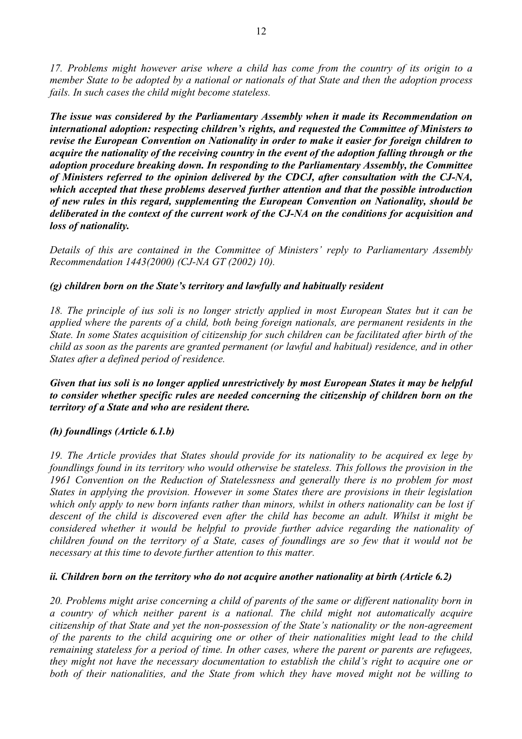*17. Problems might however arise where a child has come from the country of its origin to a member State to be adopted by a national or nationals of that State and then the adoption process fails. In such cases the child might become stateless.*

***The issue was considered by the Parliamentary Assembly when it made its Recommendation on international adoption: respecting children's rights, and requested the Committee of Ministers to revise the European Convention on Nationality in order to make it easier for foreign children to acquire the nationality of the receiving country in the event of the adoption falling through or the adoption procedure breaking down. In responding to the Parliamentary Assembly, the Committee of Ministers referred to the opinion delivered by the CDCJ, after consultation with the CJ-NA, which accepted that these problems deserved further attention and that the possible introduction of new rules in this regard, supplementing the European Convention on Nationality, should be deliberated in the context of the current work of the CJ-NA on the conditions for acquisition and loss of nationality.***

*Details of this are contained in the Committee of Ministers' reply to Parliamentary Assembly Recommendation 1443(2000) (CJ-NA GT (2002) 10).*

***(g) children born on the State's territory and lawfully and habitually resident***

*18. The principle of ius soli is no longer strictly applied in most European States but it can be applied where the parents of a child, both being foreign nationals, are permanent residents in the State. In some States acquisition of citizenship for such children can be facilitated after birth of the child as soon as the parents are granted permanent (or lawful and habitual) residence, and in other States after a defined period of residence.*

***Given that ius soli is no longer applied unrestrictively by most European States it may be helpful to consider whether specific rules are needed concerning the citizenship of children born on the territory of a State and who are resident there.***

***(h) foundlings (Article 6.1.b)***

*19. The Article provides that States should provide for its nationality to be acquired ex lege by foundlings found in its territory who would otherwise be stateless. This follows the provision in the 1961 Convention on the Reduction of Statelessness and generally there is no problem for most States in applying the provision. However in some States there are provisions in their legislation which only apply to new born infants rather than minors, whilst in others nationality can be lost if descent of the child is discovered even after the child has become an adult. Whilst it might be considered whether it would be helpful to provide further advice regarding the nationality of children found on the territory of a State, cases of foundlings are so few that it would not be necessary at this time to devote further attention to this matter.*

***ii. Children born on the territory who do not acquire another nationality at birth (Article 6.2)***

*20. Problems might arise concerning a child of parents of the same or different nationality born in a country of which neither parent is a national. The child might not automatically acquire citizenship of that State and yet the non-possession of the State's nationality or the non-agreement of the parents to the child acquiring one or other of their nationalities might lead to the child remaining stateless for a period of time. In other cases, where the parent or parents are refugees, they might not have the necessary documentation to establish the child's right to acquire one or both of their nationalities, and the State from which they have moved might not be willing to*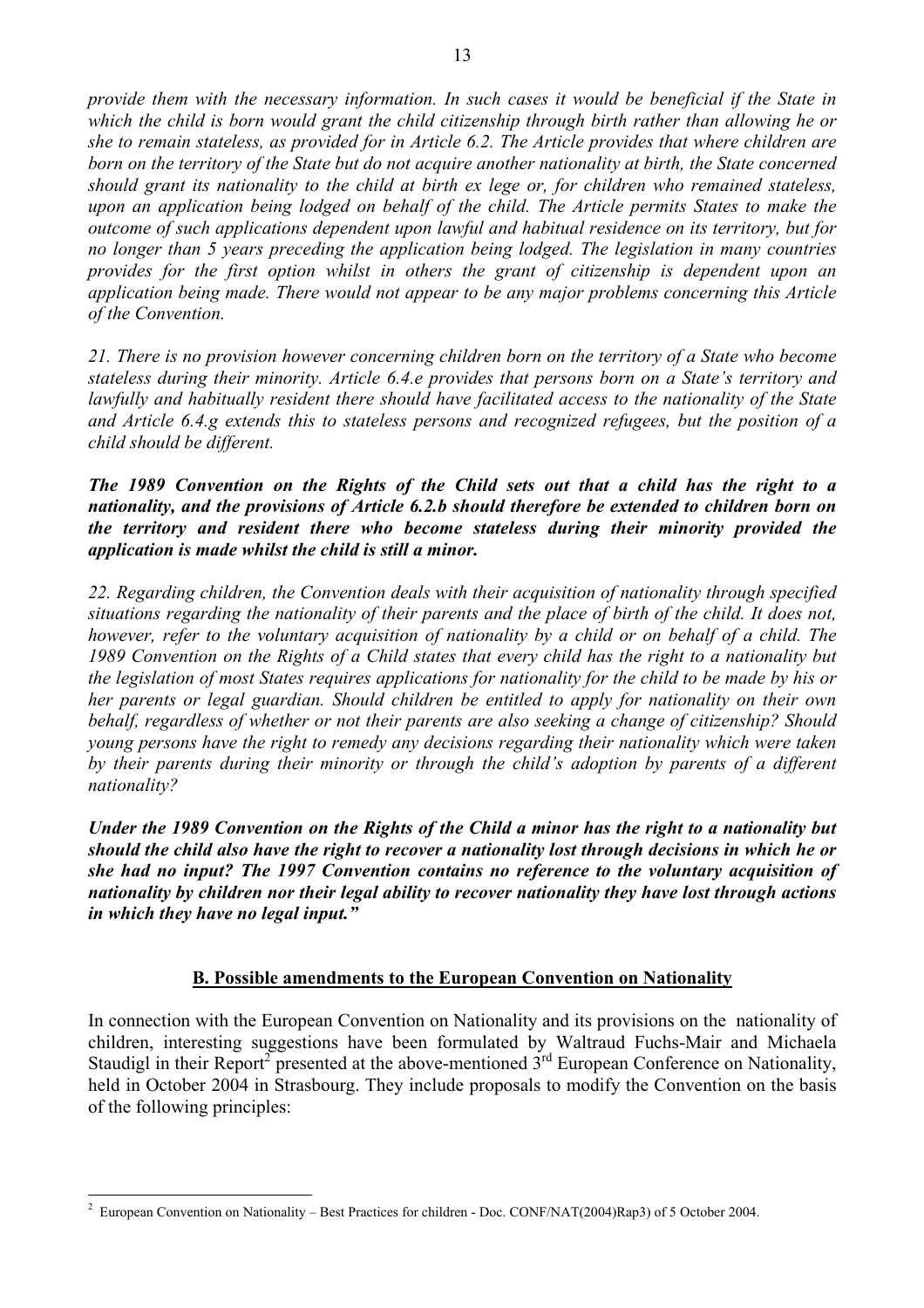*provide them with the necessary information. In such cases it would be beneficial if the State in which the child is born would grant the child citizenship through birth rather than allowing he or she to remain stateless, as provided for in Article 6.2. The Article provides that where children are born on the territory of the State but do not acquire another nationality at birth, the State concerned should grant its nationality to the child at birth ex lege or, for children who remained stateless, upon an application being lodged on behalf of the child. The Article permits States to make the outcome of such applications dependent upon lawful and habitual residence on its territory, but for no longer than 5 years preceding the application being lodged. The legislation in many countries provides for the first option whilst in others the grant of citizenship is dependent upon an application being made. There would not appear to be any major problems concerning this Article of the Convention.*

*21. There is no provision however concerning children born on the territory of a State who become stateless during their minority. Article 6.4.e provides that persons born on a State's territory and lawfully and habitually resident there should have facilitated access to the nationality of the State and Article 6.4.g extends this to stateless persons and recognized refugees, but the position of a child should be different.*

***The 1989 Convention on the Rights of the Child sets out that a child has the right to a nationality, and the provisions of Article 6.2.b should therefore be extended to children born on the territory and resident there who become stateless during their minority provided the application is made whilst the child is still a minor.***

*22. Regarding children, the Convention deals with their acquisition of nationality through specified situations regarding the nationality of their parents and the place of birth of the child. It does not, however, refer to the voluntary acquisition of nationality by a child or on behalf of a child. The 1989 Convention on the Rights of a Child states that every child has the right to a nationality but the legislation of most States requires applications for nationality for the child to be made by his or her parents or legal guardian. Should children be entitled to apply for nationality on their own behalf, regardless of whether or not their parents are also seeking a change of citizenship? Should young persons have the right to remedy any decisions regarding their nationality which were taken by their parents during their minority or through the child's adoption by parents of a different nationality?*

***Under the 1989 Convention on the Rights of the Child a minor has the right to a nationality but should the child also have the right to recover a nationality lost through decisions in which he or she had no input? The 1997 Convention contains no reference to the voluntary acquisition of nationality by children nor their legal ability to recover nationality they have lost through actions in which they have no legal input."***

## B. Possible amendments to the European Convention on Nationality

In connection with the European Convention on Nationality and its provisions on the nationality of children, interesting suggestions have been formulated by Waltraud Fuchs-Mair and Michaela Staudigl in their Report[2] presented at the above-mentioned 3rd European Conference on Nationality, held in October 2004 in Strasbourg. They include proposals to modify the Convention on the basis of the following principles:

[2] European Convention on Nationality – Best Practices for children - Doc. CONF/NAT(2004)Rap3) of 5 October 2004.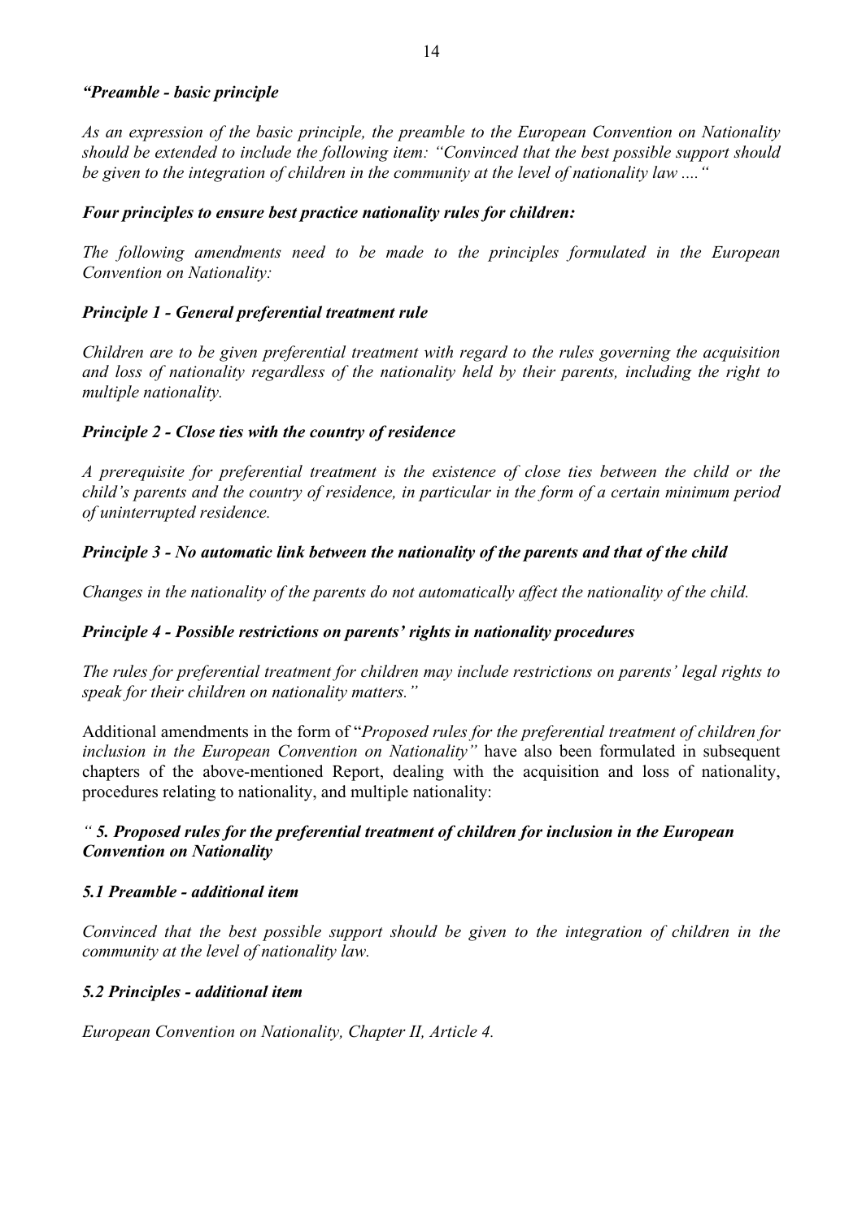***"Preamble - basic principle***

*As an expression of the basic principle, the preamble to the European Convention on Nationality should be extended to include the following item: "Convinced that the best possible support should be given to the integration of children in the community at the level of nationality law ...."*

***Four principles to ensure best practice nationality rules for children:***

*The following amendments need to be made to the principles formulated in the European Convention on Nationality:*

***Principle 1 - General preferential treatment rule***

*Children are to be given preferential treatment with regard to the rules governing the acquisition and loss of nationality regardless of the nationality held by their parents, including the right to multiple nationality.*

***Principle 2 - Close ties with the country of residence***

*A prerequisite for preferential treatment is the existence of close ties between the child or the child's parents and the country of residence, in particular in the form of a certain minimum period of uninterrupted residence.*

***Principle 3 - No automatic link between the nationality of the parents and that of the child***

*Changes in the nationality of the parents do not automatically affect the nationality of the child.*

***Principle 4 - Possible restrictions on parents' rights in nationality procedures***

*The rules for preferential treatment for children may include restrictions on parents' legal rights to speak for their children on nationality matters."*

Additional amendments in the form of "*Proposed rules for the preferential treatment of children for inclusion in the European Convention on Nationality"* have also been formulated in subsequent chapters of the above-mentioned Report, dealing with the acquisition and loss of nationality, procedures relating to nationality, and multiple nationality:

*"* ***5. Proposed rules for the preferential treatment of children for inclusion in the European Convention on Nationality***

***5.1 Preamble - additional item***

*Convinced that the best possible support should be given to the integration of children in the community at the level of nationality law.*

***5.2 Principles - additional item***

*European Convention on Nationality, Chapter II, Article 4.*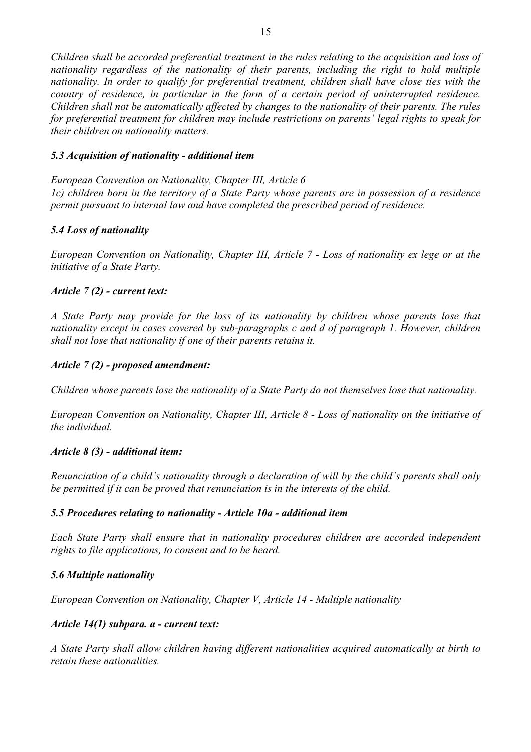*Children shall be accorded preferential treatment in the rules relating to the acquisition and loss of nationality regardless of the nationality of their parents, including the right to hold multiple nationality. In order to qualify for preferential treatment, children shall have close ties with the country of residence, in particular in the form of a certain period of uninterrupted residence. Children shall not be automatically affected by changes to the nationality of their parents. The rules for preferential treatment for children may include restrictions on parents' legal rights to speak for their children on nationality matters.*

### *5.3 Acquisition of nationality - additional item*

*European Convention on Nationality, Chapter III, Article 6*
*1c) children born in the territory of a State Party whose parents are in possession of a residence permit pursuant to internal law and have completed the prescribed period of residence.*

### *5.4 Loss of nationality*

*European Convention on Nationality, Chapter III, Article 7 - Loss of nationality ex lege or at the initiative of a State Party.*

#### *Article 7 (2) - current text:*

*A State Party may provide for the loss of its nationality by children whose parents lose that nationality except in cases covered by sub-paragraphs c and d of paragraph 1. However, children shall not lose that nationality if one of their parents retains it.*

#### *Article 7 (2) - proposed amendment:*

*Children whose parents lose the nationality of a State Party do not themselves lose that nationality.*

*European Convention on Nationality, Chapter III, Article 8 - Loss of nationality on the initiative of the individual.*

#### *Article 8 (3) - additional item:*

*Renunciation of a child's nationality through a declaration of will by the child's parents shall only be permitted if it can be proved that renunciation is in the interests of the child.*

### *5.5 Procedures relating to nationality - Article 10a - additional item*

*Each State Party shall ensure that in nationality procedures children are accorded independent rights to file applications, to consent and to be heard.*

### *5.6 Multiple nationality*

*European Convention on Nationality, Chapter V, Article 14 - Multiple nationality*

#### *Article 14(1) subpara. a - current text:*

*A State Party shall allow children having different nationalities acquired automatically at birth to retain these nationalities.*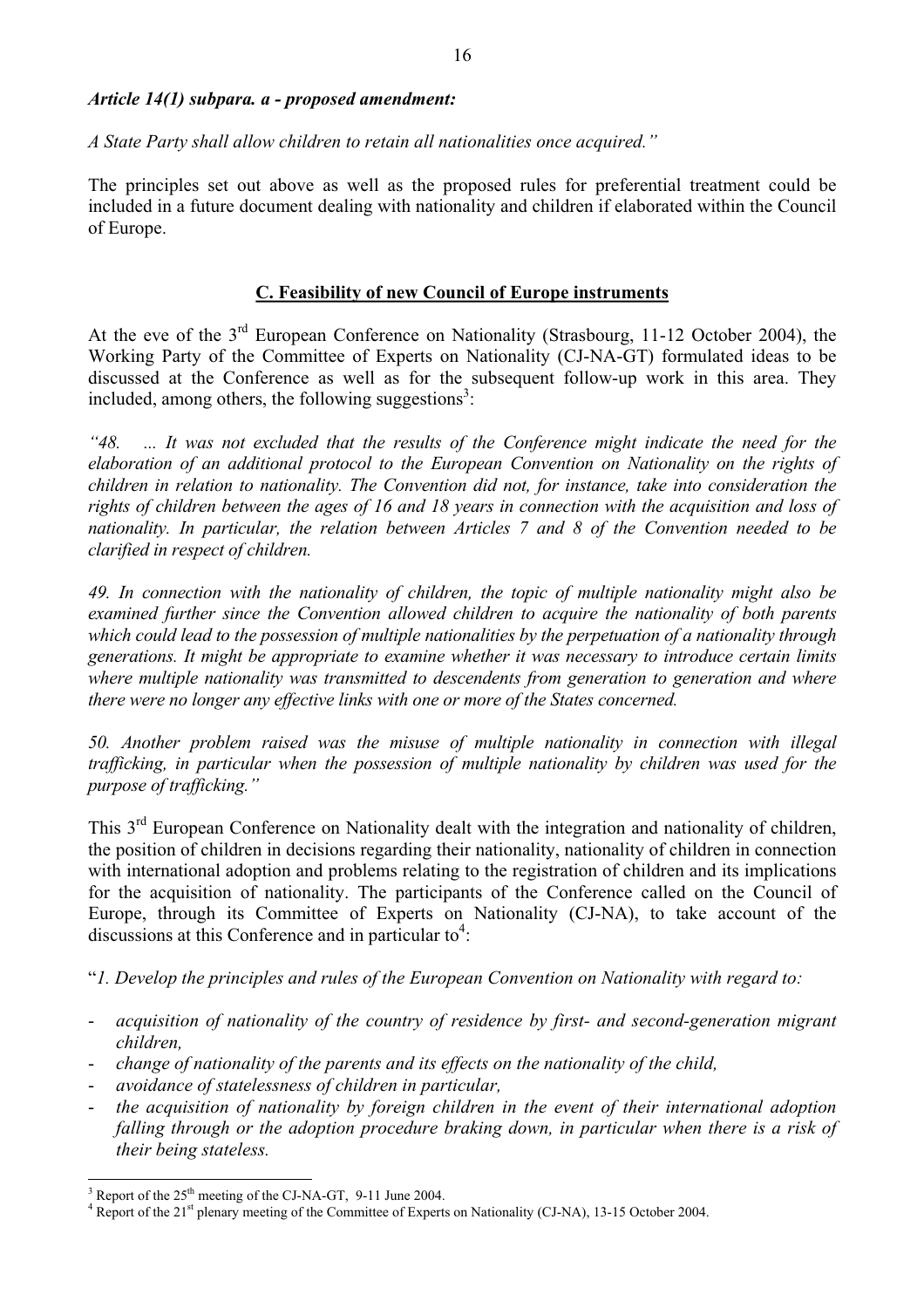***Article 14(1) subpara. a - proposed amendment:***

*A State Party shall allow children to retain all nationalities once acquired."*

The principles set out above as well as the proposed rules for preferential treatment could be included in a future document dealing with nationality and children if elaborated within the Council of Europe.

## C. Feasibility of new Council of Europe instruments

At the eve of the 3rd European Conference on Nationality (Strasbourg, 11-12 October 2004), the Working Party of the Committee of Experts on Nationality (CJ-NA-GT) formulated ideas to be discussed at the Conference as well as for the subsequent follow-up work in this area. They included, among others, the following suggestions[3]:

*"48. ... It was not excluded that the results of the Conference might indicate the need for the elaboration of an additional protocol to the European Convention on Nationality on the rights of children in relation to nationality. The Convention did not, for instance, take into consideration the rights of children between the ages of 16 and 18 years in connection with the acquisition and loss of nationality. In particular, the relation between Articles 7 and 8 of the Convention needed to be clarified in respect of children.*

*49. In connection with the nationality of children, the topic of multiple nationality might also be examined further since the Convention allowed children to acquire the nationality of both parents which could lead to the possession of multiple nationalities by the perpetuation of a nationality through generations. It might be appropriate to examine whether it was necessary to introduce certain limits where multiple nationality was transmitted to descendents from generation to generation and where there were no longer any effective links with one or more of the States concerned.*

*50. Another problem raised was the misuse of multiple nationality in connection with illegal trafficking, in particular when the possession of multiple nationality by children was used for the purpose of trafficking."*

This 3rd European Conference on Nationality dealt with the integration and nationality of children, the position of children in decisions regarding their nationality, nationality of children in connection with international adoption and problems relating to the registration of children and its implications for the acquisition of nationality. The participants of the Conference called on the Council of Europe, through its Committee of Experts on Nationality (CJ-NA), to take account of the discussions at this Conference and in particular to[4]:

"*1. Develop the principles and rules of the European Convention on Nationality with regard to:*

- *acquisition of nationality of the country of residence by first- and second-generation migrant children,*
- *change of nationality of the parents and its effects on the nationality of the child,*
- *avoidance of statelessness of children in particular,*
- *the acquisition of nationality by foreign children in the event of their international adoption falling through or the adoption procedure braking down, in particular when there is a risk of their being stateless.*

---

[3] Report of the 25th meeting of the CJ-NA-GT, 9-11 June 2004.

[4] Report of the 21st plenary meeting of the Committee of Experts on Nationality (CJ-NA), 13-15 October 2004.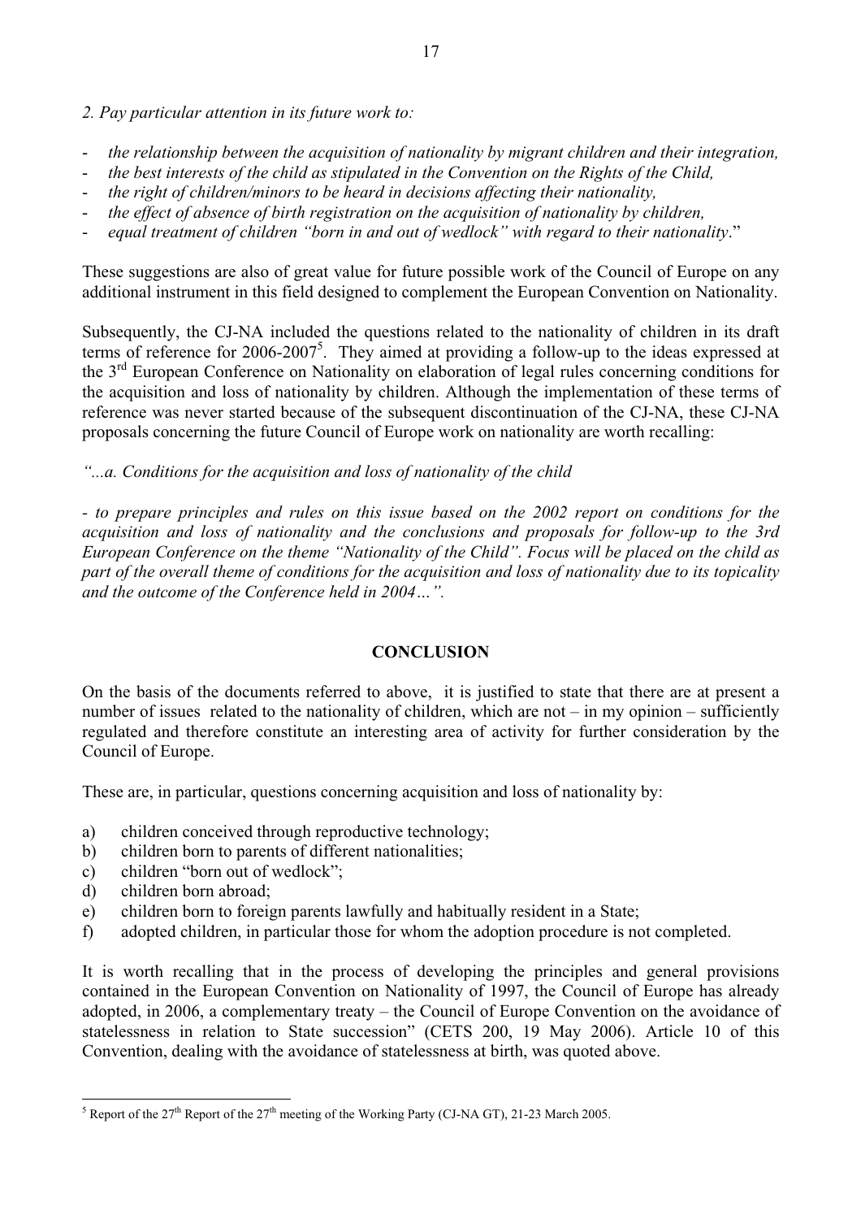*2. Pay particular attention in its future work to:*

- *the relationship between the acquisition of nationality by migrant children and their integration,*
- *the best interests of the child as stipulated in the Convention on the Rights of the Child,*
- *the right of children/minors to be heard in decisions affecting their nationality,*
- *the effect of absence of birth registration on the acquisition of nationality by children,*
- *equal treatment of children "born in and out of wedlock" with regard to their nationality*."

These suggestions are also of great value for future possible work of the Council of Europe on any additional instrument in this field designed to complement the European Convention on Nationality.

Subsequently, the CJ-NA included the questions related to the nationality of children in its draft terms of reference for 2006-2007[5]. They aimed at providing a follow-up to the ideas expressed at the 3rd European Conference on Nationality on elaboration of legal rules concerning conditions for the acquisition and loss of nationality by children. Although the implementation of these terms of reference was never started because of the subsequent discontinuation of the CJ-NA, these CJ-NA proposals concerning the future Council of Europe work on nationality are worth recalling:

*"...a. Conditions for the acquisition and loss of nationality of the child*

*- to prepare principles and rules on this issue based on the 2002 report on conditions for the acquisition and loss of nationality and the conclusions and proposals for follow-up to the 3rd European Conference on the theme "Nationality of the Child". Focus will be placed on the child as part of the overall theme of conditions for the acquisition and loss of nationality due to its topicality and the outcome of the Conference held in 2004…".*

## CONCLUSION

On the basis of the documents referred to above, it is justified to state that there are at present a number of issues related to the nationality of children, which are not – in my opinion – sufficiently regulated and therefore constitute an interesting area of activity for further consideration by the Council of Europe.

These are, in particular, questions concerning acquisition and loss of nationality by:

a) children conceived through reproductive technology;
b) children born to parents of different nationalities;
c) children "born out of wedlock";
d) children born abroad;
e) children born to foreign parents lawfully and habitually resident in a State;
f) adopted children, in particular those for whom the adoption procedure is not completed.

It is worth recalling that in the process of developing the principles and general provisions contained in the European Convention on Nationality of 1997, the Council of Europe has already adopted, in 2006, a complementary treaty – the Council of Europe Convention on the avoidance of statelessness in relation to State succession" (CETS 200, 19 May 2006). Article 10 of this Convention, dealing with the avoidance of statelessness at birth, was quoted above.

---

[5] Report of the 27th Report of the 27th meeting of the Working Party (CJ-NA GT), 21-23 March 2005.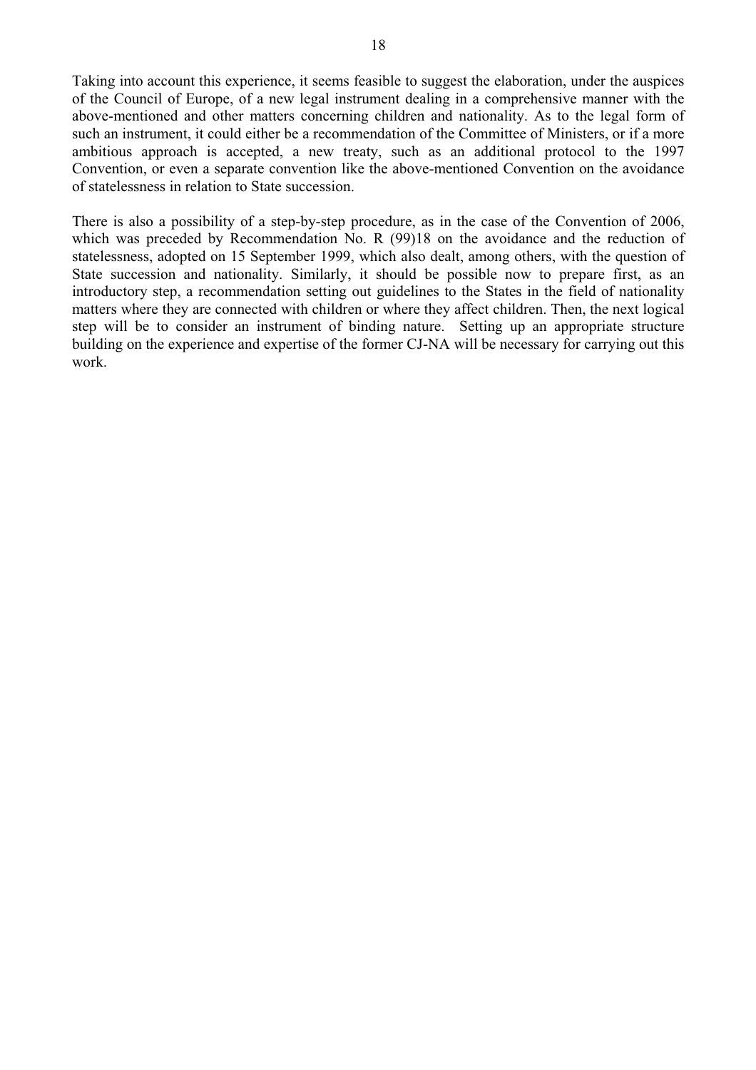Taking into account this experience, it seems feasible to suggest the elaboration, under the auspices of the Council of Europe, of a new legal instrument dealing in a comprehensive manner with the above-mentioned and other matters concerning children and nationality. As to the legal form of such an instrument, it could either be a recommendation of the Committee of Ministers, or if a more ambitious approach is accepted, a new treaty, such as an additional protocol to the 1997 Convention, or even a separate convention like the above-mentioned Convention on the avoidance of statelessness in relation to State succession.

There is also a possibility of a step-by-step procedure, as in the case of the Convention of 2006, which was preceded by Recommendation No. R (99)18 on the avoidance and the reduction of statelessness, adopted on 15 September 1999, which also dealt, among others, with the question of State succession and nationality. Similarly, it should be possible now to prepare first, as an introductory step, a recommendation setting out guidelines to the States in the field of nationality matters where they are connected with children or where they affect children. Then, the next logical step will be to consider an instrument of binding nature. Setting up an appropriate structure building on the experience and expertise of the former CJ-NA will be necessary for carrying out this work.